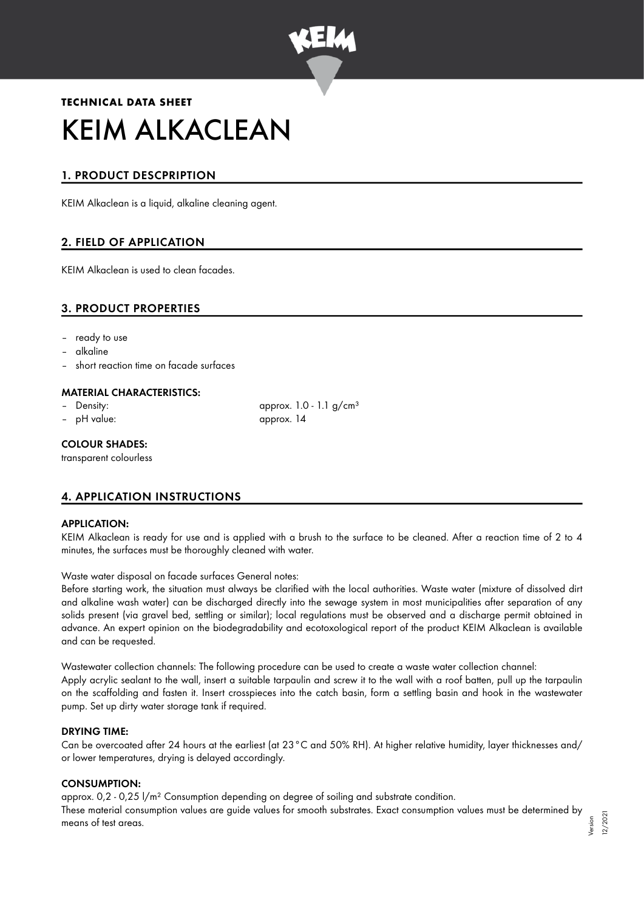**TECHNICAL DATA SHEET**

# KEIM ALKACLEAN

## 1. PRODUCT DESCPRIPTION

KEIM Alkaclean is a liquid, alkaline cleaning agent.

## 2. FIELD OF APPLICATION

KEIM Alkaclean is used to clean facades.

## 3. PRODUCT PROPERTIES

- ready to use
- alkaline
- short reaction time on facade surfaces

### MATERIAL CHARACTERISTICS:

- Density: approx. 1.0 - 1.1 g/cm³
- pH value: approx. 14

### COLOUR SHADES:

transparent colourless

## 4. APPLICATION INSTRUCTIONS

### APPLICATION:

KEIM Alkaclean is ready for use and is applied with a brush to the surface to be cleaned. After a reaction time of 2 to 4 minutes, the surfaces must be thoroughly cleaned with water.

Waste water disposal on facade surfaces General notes:
Before starting work, the situation must always be clarified with the local authorities. Waste water (mixture of dissolved dirt and alkaline wash water) can be discharged directly into the sewage system in most municipalities after separation of any solids present (via gravel bed, settling or similar); local regulations must be observed and a discharge permit obtained in advance. An expert opinion on the biodegradability and ecotoxological report of the product KEIM Alkaclean is available and can be requested.

Wastewater collection channels: The following procedure can be used to create a waste water collection channel:
Apply acrylic sealant to the wall, insert a suitable tarpaulin and screw it to the wall with a roof batten, pull up the tarpaulin on the scaffolding and fasten it. Insert crosspieces into the catch basin, form a settling basin and hook in the wastewater pump. Set up dirty water storage tank if required.

### DRYING TIME:

Can be overcoated after 24 hours at the earliest (at 23 °C and 50% RH). At higher relative humidity, layer thicknesses and/ or lower temperatures, drying is delayed accordingly.

### CONSUMPTION:

approx. 0,2 - 0,25 l/m² Consumption depending on degree of soiling and substrate condition.
These material consumption values are guide values for smooth substrates. Exact consumption values must be determined by means of test areas.

Version 12/2021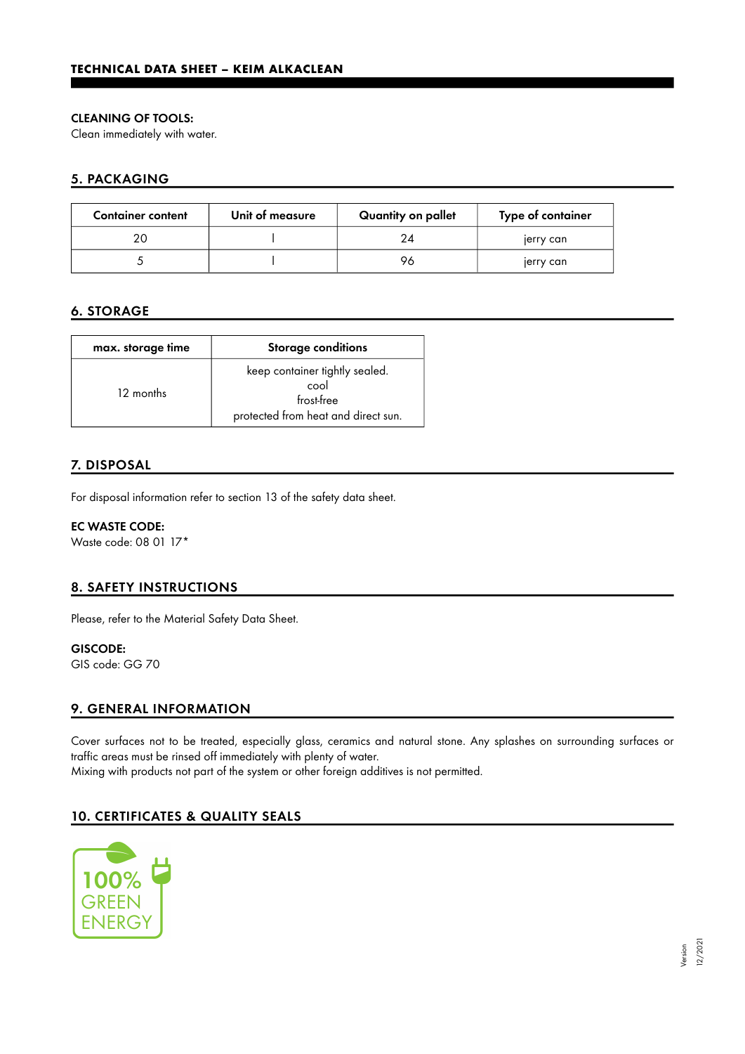**CLEANING OF TOOLS:**
Clean immediately with water.

## 5. PACKAGING

| Container content | Unit of measure | Quantity on pallet | Type of container |
|---|---|---|---|
| 20 | l | 24 | jerry can |
| 5 | l | 96 | jerry can |

## 6. STORAGE

| max. storage time | Storage conditions |
|---|---|
| 12 months | keep container tightly sealed.<br>cool<br>frost-free<br>protected from heat and direct sun. |

## 7. DISPOSAL

For disposal information refer to section 13 of the safety data sheet.

**EC WASTE CODE:**
Waste code: 08 01 17*

## 8. SAFETY INSTRUCTIONS

Please, refer to the Material Safety Data Sheet.

**GISCODE:**
GIS code: GG 70

## 9. GENERAL INFORMATION

Cover surfaces not to be treated, especially glass, ceramics and natural stone. Any splashes on surrounding surfaces or traffic areas must be rinsed off immediately with plenty of water.
Mixing with products not part of the system or other foreign additives is not permitted.

## 10. CERTIFICATES & QUALITY SEALS

100% GREEN ENERGY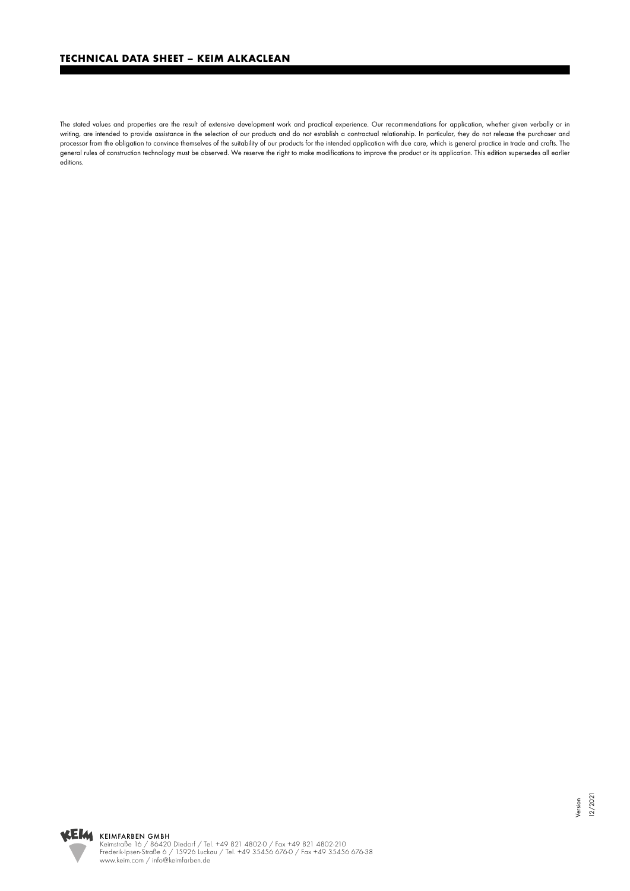The stated values and properties are the result of extensive development work and practical experience. Our recommendations for application, whether given verbally or in writing, are intended to provide assistance in the selection of our products and do not establish a contractual relationship. In particular, they do not release the purchaser and processor from the obligation to convince themselves of the suitability of our products for the intended application with due care, which is general practice in trade and crafts. The general rules of construction technology must be observed. We reserve the right to make modifications to improve the product or its application. This edition supersedes all earlier editions.

KEIMFARBEN GMBH
Keimstraße 16 / 86420 Diedorf / Tel. +49 821 4802-0 / Fax +49 821 4802-210
Frederik-Ipsen-Straße 6 / 15926 Luckau / Tel. +49 35456 676-0 / Fax +49 35456 676-38
www.keim.com / info@keimfarben.de

Version 12/2021